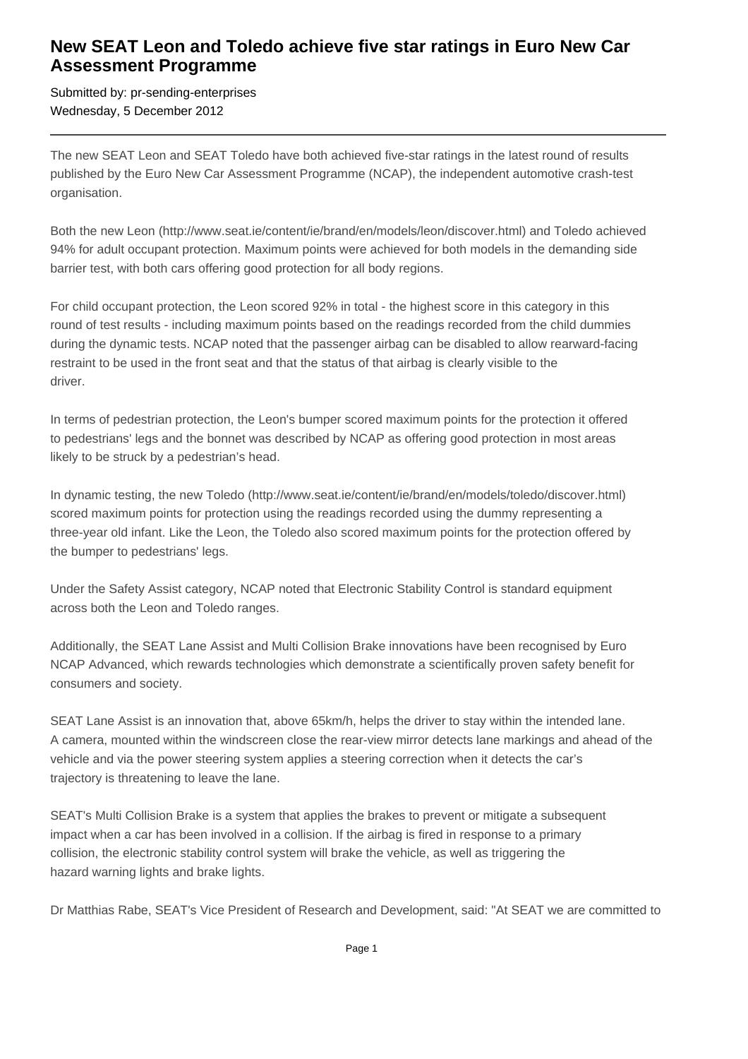# New SEAT Leon and Toledo achieve five star ratings in Euro New Car Assessment Programme

Submitted by: pr-sending-enterprises
Wednesday, 5 December 2012

---

The new SEAT Leon and SEAT Toledo have both achieved five-star ratings in the latest round of results published by the Euro New Car Assessment Programme (NCAP), the independent automotive crash-test organisation.

Both the new Leon (http://www.seat.ie/content/ie/brand/en/models/leon/discover.html) and Toledo achieved 94% for adult occupant protection. Maximum points were achieved for both models in the demanding side barrier test, with both cars offering good protection for all body regions.

For child occupant protection, the Leon scored 92% in total - the highest score in this category in this round of test results - including maximum points based on the readings recorded from the child dummies during the dynamic tests. NCAP noted that the passenger airbag can be disabled to allow rearward-facing restraint to be used in the front seat and that the status of that airbag is clearly visible to the driver.

In terms of pedestrian protection, the Leon's bumper scored maximum points for the protection it offered to pedestrians' legs and the bonnet was described by NCAP as offering good protection in most areas likely to be struck by a pedestrian's head.

In dynamic testing, the new Toledo (http://www.seat.ie/content/ie/brand/en/models/toledo/discover.html) scored maximum points for protection using the readings recorded using the dummy representing a three-year old infant. Like the Leon, the Toledo also scored maximum points for the protection offered by the bumper to pedestrians' legs.

Under the Safety Assist category, NCAP noted that Electronic Stability Control is standard equipment across both the Leon and Toledo ranges.

Additionally, the SEAT Lane Assist and Multi Collision Brake innovations have been recognised by Euro NCAP Advanced, which rewards technologies which demonstrate a scientifically proven safety benefit for consumers and society.

SEAT Lane Assist is an innovation that, above 65km/h, helps the driver to stay within the intended lane. A camera, mounted within the windscreen close the rear-view mirror detects lane markings and ahead of the vehicle and via the power steering system applies a steering correction when it detects the car's trajectory is threatening to leave the lane.

SEAT's Multi Collision Brake is a system that applies the brakes to prevent or mitigate a subsequent impact when a car has been involved in a collision. If the airbag is fired in response to a primary collision, the electronic stability control system will brake the vehicle, as well as triggering the hazard warning lights and brake lights.

Dr Matthias Rabe, SEAT's Vice President of Research and Development, said: "At SEAT we are committed to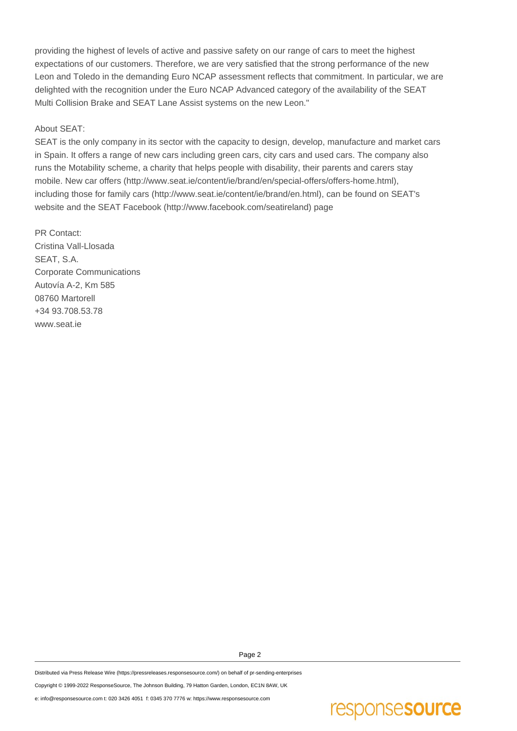providing the highest of levels of active and passive safety on our range of cars to meet the highest expectations of our customers. Therefore, we are very satisfied that the strong performance of the new Leon and Toledo in the demanding Euro NCAP assessment reflects that commitment. In particular, we are delighted with the recognition under the Euro NCAP Advanced category of the availability of the SEAT Multi Collision Brake and SEAT Lane Assist systems on the new Leon."

About SEAT:
SEAT is the only company in its sector with the capacity to design, develop, manufacture and market cars in Spain. It offers a range of new cars including green cars, city cars and used cars. The company also runs the Motability scheme, a charity that helps people with disability, their parents and carers stay mobile. New car offers (http://www.seat.ie/content/ie/brand/en/special-offers/offers-home.html), including those for family cars (http://www.seat.ie/content/ie/brand/en.html), can be found on SEAT's website and the SEAT Facebook (http://www.facebook.com/seatireland) page

PR Contact:
Cristina Vall-Llosada
SEAT, S.A.
Corporate Communications
Autovía A-2, Km 585
08760 Martorell
+34 93.708.53.78
www.seat.ie